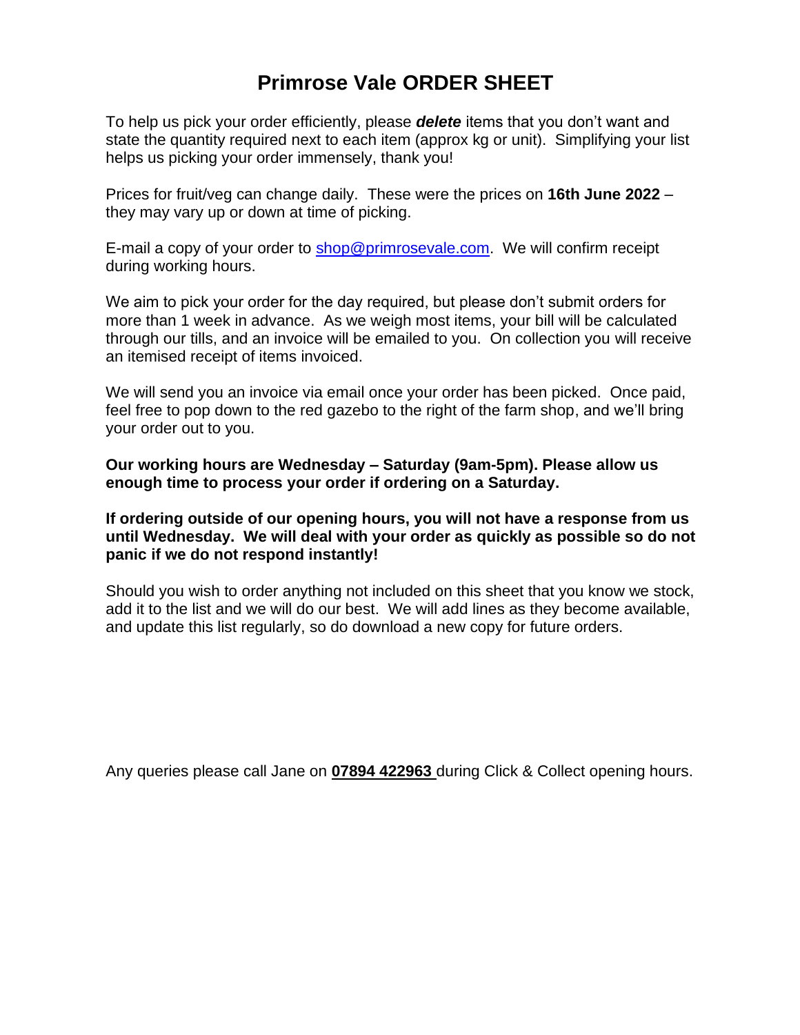# Primrose Vale ORDER SHEET

To help us pick your order efficiently, please ***delete*** items that you don't want and state the quantity required next to each item (approx kg or unit). Simplifying your list helps us picking your order immensely, thank you!

Prices for fruit/veg can change daily. These were the prices on **16th June 2022** – they may vary up or down at time of picking.

E-mail a copy of your order to shop@primrosevale.com. We will confirm receipt during working hours.

We aim to pick your order for the day required, but please don't submit orders for more than 1 week in advance. As we weigh most items, your bill will be calculated through our tills, and an invoice will be emailed to you. On collection you will receive an itemised receipt of items invoiced.

We will send you an invoice via email once your order has been picked. Once paid, feel free to pop down to the red gazebo to the right of the farm shop, and we'll bring your order out to you.

**Our working hours are Wednesday – Saturday (9am-5pm). Please allow us enough time to process your order if ordering on a Saturday.**

**If ordering outside of our opening hours, you will not have a response from us until Wednesday. We will deal with your order as quickly as possible so do not panic if we do not respond instantly!**

Should you wish to order anything not included on this sheet that you know we stock, add it to the list and we will do our best. We will add lines as they become available, and update this list regularly, so do download a new copy for future orders.

Any queries please call Jane on **07894 422963** during Click & Collect opening hours.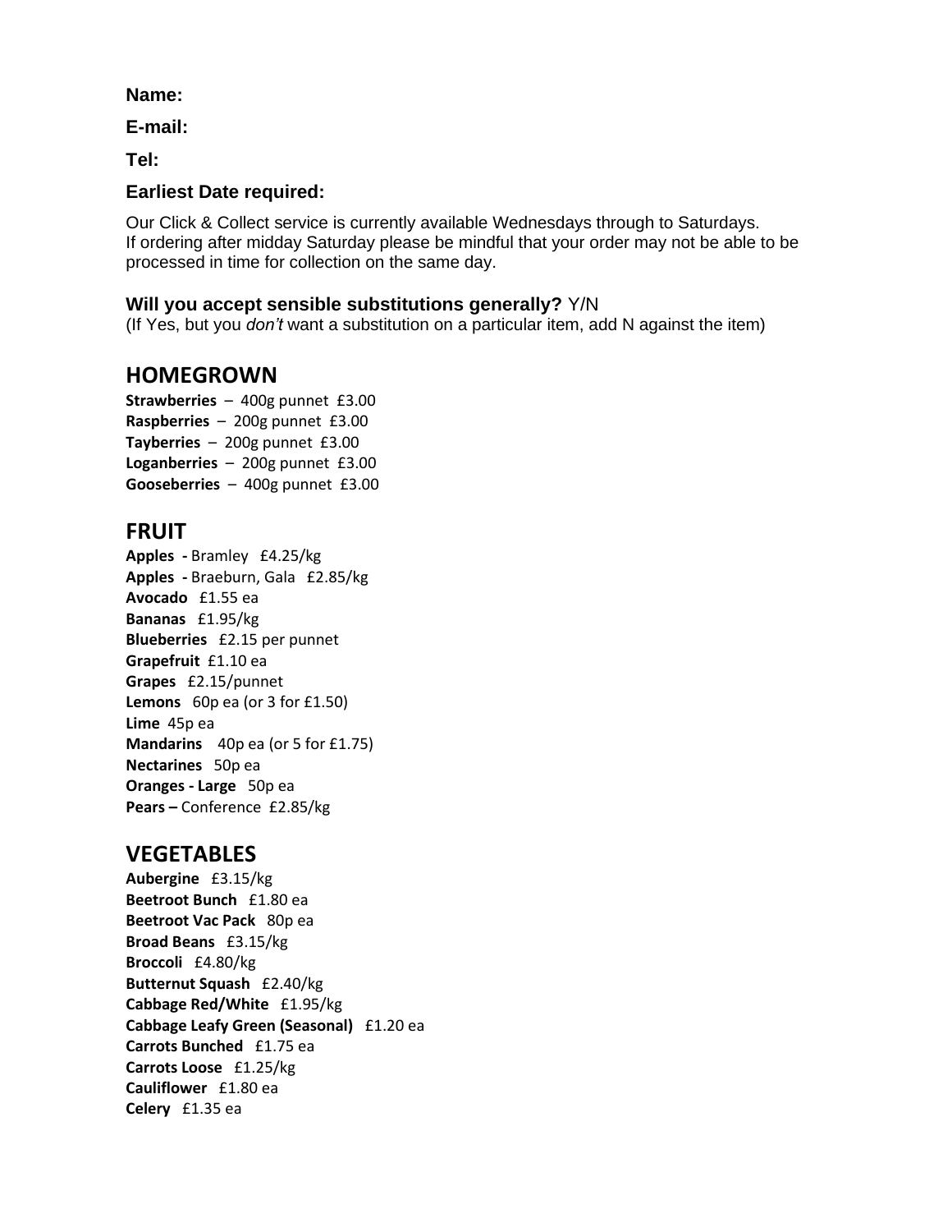**Name:**

**E-mail:**

**Tel:**

**Earliest Date required:**

Our Click & Collect service is currently available Wednesdays through to Saturdays.
If ordering after midday Saturday please be mindful that your order may not be able to be processed in time for collection on the same day.

**Will you accept sensible substitutions generally?** Y/N
(If Yes, but you *don't* want a substitution on a particular item, add N against the item)

## HOMEGROWN

**Strawberries** – 400g punnet £3.00
**Raspberries** – 200g punnet £3.00
**Tayberries** – 200g punnet £3.00
**Loganberries** – 200g punnet £3.00
**Gooseberries** – 400g punnet £3.00

## FRUIT

**Apples -** Bramley £4.25/kg
**Apples -** Braeburn, Gala £2.85/kg
**Avocado** £1.55 ea
**Bananas** £1.95/kg
**Blueberries** £2.15 per punnet
**Grapefruit** £1.10 ea
**Grapes** £2.15/punnet
**Lemons** 60p ea (or 3 for £1.50)
**Lime** 45p ea
**Mandarins** 40p ea (or 5 for £1.75)
**Nectarines** 50p ea
**Oranges - Large** 50p ea
**Pears –** Conference £2.85/kg

## VEGETABLES

**Aubergine** £3.15/kg
**Beetroot Bunch** £1.80 ea
**Beetroot Vac Pack** 80p ea
**Broad Beans** £3.15/kg
**Broccoli** £4.80/kg
**Butternut Squash** £2.40/kg
**Cabbage Red/White** £1.95/kg
**Cabbage Leafy Green (Seasonal)** £1.20 ea
**Carrots Bunched** £1.75 ea
**Carrots Loose** £1.25/kg
**Cauliflower** £1.80 ea
**Celery** £1.35 ea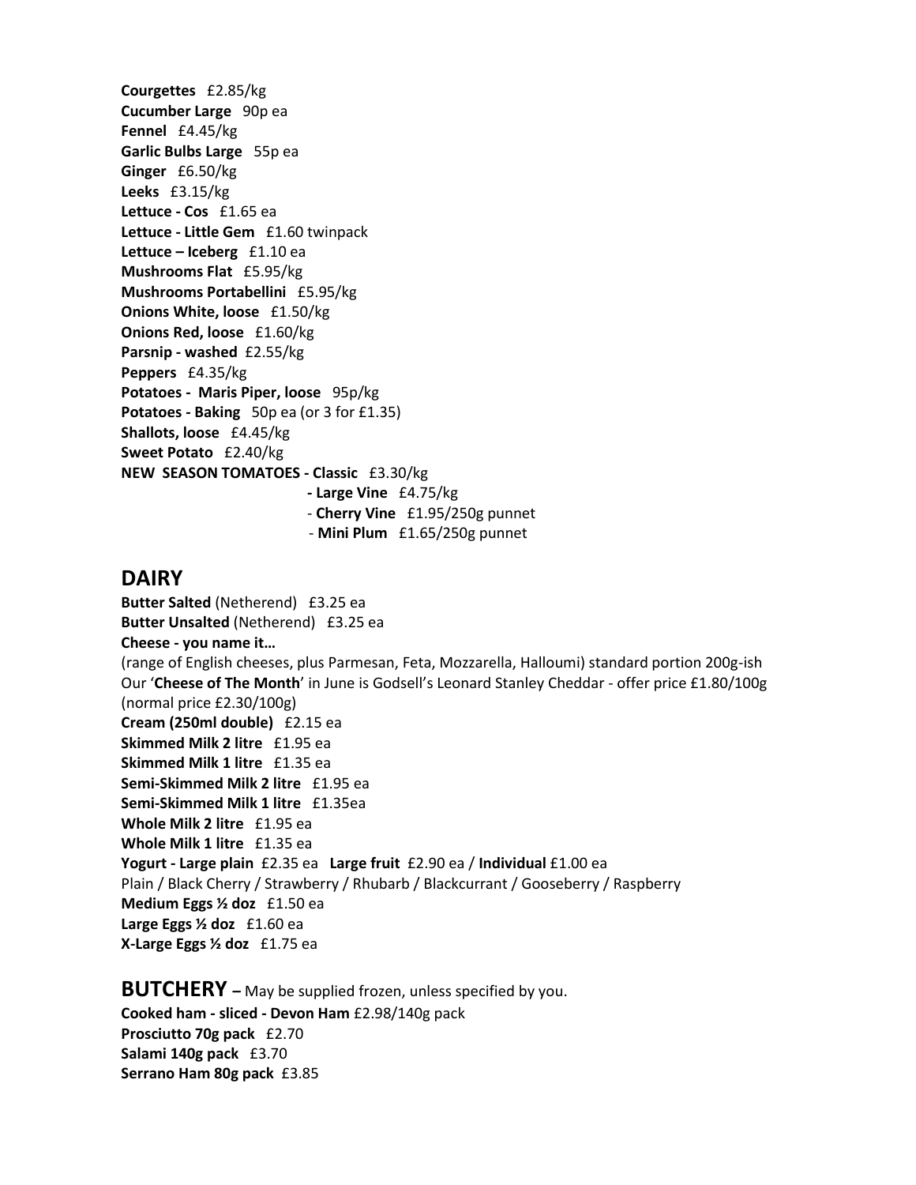**Courgettes** £2.85/kg
**Cucumber Large** 90p ea
**Fennel** £4.45/kg
**Garlic Bulbs Large** 55p ea
**Ginger** £6.50/kg
**Leeks** £3.15/kg
**Lettuce - Cos** £1.65 ea
**Lettuce - Little Gem** £1.60 twinpack
**Lettuce – Iceberg** £1.10 ea
**Mushrooms Flat** £5.95/kg
**Mushrooms Portabellini** £5.95/kg
**Onions White, loose** £1.50/kg
**Onions Red, loose** £1.60/kg
**Parsnip - washed** £2.55/kg
**Peppers** £4.35/kg
**Potatoes - Maris Piper, loose** 95p/kg
**Potatoes - Baking** 50p ea (or 3 for £1.35)
**Shallots, loose** £4.45/kg
**Sweet Potato** £2.40/kg
**NEW SEASON TOMATOES - Classic** £3.30/kg
- **Large Vine** £4.75/kg
- **Cherry Vine** £1.95/250g punnet
- **Mini Plum** £1.65/250g punnet

## DAIRY

**Butter Salted** (Netherend) £3.25 ea
**Butter Unsalted** (Netherend) £3.25 ea
**Cheese - you name it…**
(range of English cheeses, plus Parmesan, Feta, Mozzarella, Halloumi) standard portion 200g-ish
Our '**Cheese of The Month**' in June is Godsell's Leonard Stanley Cheddar - offer price £1.80/100g (normal price £2.30/100g)
**Cream (250ml double)** £2.15 ea
**Skimmed Milk 2 litre** £1.95 ea
**Skimmed Milk 1 litre** £1.35 ea
**Semi-Skimmed Milk 2 litre** £1.95 ea
**Semi-Skimmed Milk 1 litre** £1.35ea
**Whole Milk 2 litre** £1.95 ea
**Whole Milk 1 litre** £1.35 ea
**Yogurt - Large plain** £2.35 ea **Large fruit** £2.90 ea / **Individual** £1.00 ea
Plain / Black Cherry / Strawberry / Rhubarb / Blackcurrant / Gooseberry / Raspberry
**Medium Eggs ½ doz** £1.50 ea
**Large Eggs ½ doz** £1.60 ea
**X-Large Eggs ½ doz** £1.75 ea

## BUTCHERY – May be supplied frozen, unless specified by you.

**Cooked ham - sliced - Devon Ham** £2.98/140g pack
**Prosciutto 70g pack** £2.70
**Salami 140g pack** £3.70
**Serrano Ham 80g pack** £3.85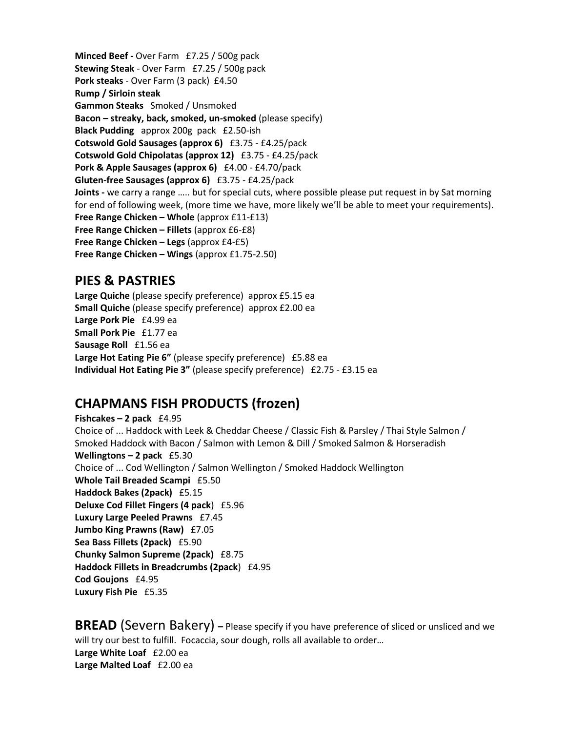**Minced Beef -** Over Farm £7.25 / 500g pack
**Stewing Steak** - Over Farm £7.25 / 500g pack
**Pork steaks** - Over Farm (3 pack) £4.50
**Rump / Sirloin steak**
**Gammon Steaks** Smoked / Unsmoked
**Bacon – streaky, back, smoked, un-smoked** (please specify)
**Black Pudding** approx 200g pack £2.50-ish
**Cotswold Gold Sausages (approx 6)** £3.75 - £4.25/pack
**Cotswold Gold Chipolatas (approx 12)** £3.75 - £4.25/pack
**Pork & Apple Sausages (approx 6)** £4.00 - £4.70/pack
**Gluten-free Sausages (approx 6)** £3.75 - £4.25/pack
**Joints -** we carry a range ….. but for special cuts, where possible please put request in by Sat morning for end of following week, (more time we have, more likely we'll be able to meet your requirements).
**Free Range Chicken – Whole** (approx £11-£13)
**Free Range Chicken – Fillets** (approx £6-£8)
**Free Range Chicken – Legs** (approx £4-£5)
**Free Range Chicken – Wings** (approx £1.75-2.50)

## PIES & PASTRIES

**Large Quiche** (please specify preference) approx £5.15 ea
**Small Quiche** (please specify preference) approx £2.00 ea
**Large Pork Pie** £4.99 ea
**Small Pork Pie** £1.77 ea
**Sausage Roll** £1.56 ea
**Large Hot Eating Pie 6"** (please specify preference) £5.88 ea
**Individual Hot Eating Pie 3"** (please specify preference) £2.75 - £3.15 ea

## CHAPMANS FISH PRODUCTS (frozen)

**Fishcakes – 2 pack** £4.95
Choice of ... Haddock with Leek & Cheddar Cheese / Classic Fish & Parsley / Thai Style Salmon / Smoked Haddock with Bacon / Salmon with Lemon & Dill / Smoked Salmon & Horseradish
**Wellingtons – 2 pack** £5.30
Choice of ... Cod Wellington / Salmon Wellington / Smoked Haddock Wellington
**Whole Tail Breaded Scampi** £5.50
**Haddock Bakes (2pack)** £5.15
**Deluxe Cod Fillet Fingers (4 pack**) £5.96
**Luxury Large Peeled Prawns** £7.45
**Jumbo King Prawns (Raw)** £7.05
**Sea Bass Fillets (2pack)** £5.90
**Chunky Salmon Supreme (2pack)** £8.75
**Haddock Fillets in Breadcrumbs (2pack**) £4.95
**Cod Goujons** £4.95
**Luxury Fish Pie** £5.35

## BREAD (Severn Bakery) – Please specify if you have preference of sliced or unsliced and we will try our best to fulfill. Focaccia, sour dough, rolls all available to order…

**Large White Loaf** £2.00 ea
**Large Malted Loaf** £2.00 ea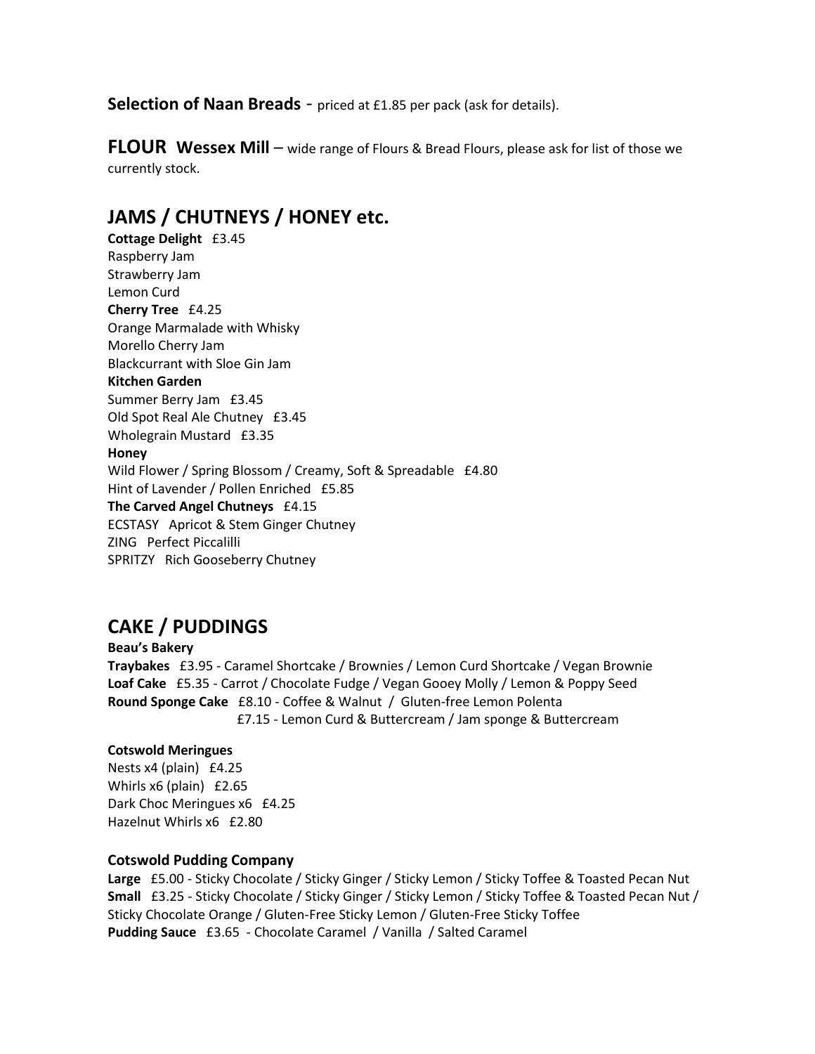**Selection of Naan Breads** - priced at £1.85 per pack (ask for details).

**FLOUR Wessex Mill** – wide range of Flours & Bread Flours, please ask for list of those we currently stock.

## JAMS / CHUTNEYS / HONEY etc.

**Cottage Delight** £3.45
Raspberry Jam
Strawberry Jam
Lemon Curd
**Cherry Tree** £4.25
Orange Marmalade with Whisky
Morello Cherry Jam
Blackcurrant with Sloe Gin Jam
**Kitchen Garden**
Summer Berry Jam £3.45
Old Spot Real Ale Chutney £3.45
Wholegrain Mustard £3.35
**Honey**
Wild Flower / Spring Blossom / Creamy, Soft & Spreadable £4.80
Hint of Lavender / Pollen Enriched £5.85
**The Carved Angel Chutneys** £4.15
ECSTASY Apricot & Stem Ginger Chutney
ZING Perfect Piccalilli
SPRITZY Rich Gooseberry Chutney

## CAKE / PUDDINGS

**Beau's Bakery**
**Traybakes** £3.95 - Caramel Shortcake / Brownies / Lemon Curd Shortcake / Vegan Brownie
**Loaf Cake** £5.35 - Carrot / Chocolate Fudge / Vegan Gooey Molly / Lemon & Poppy Seed
**Round Sponge Cake** £8.10 - Coffee & Walnut / Gluten-free Lemon Polenta
£7.15 - Lemon Curd & Buttercream / Jam sponge & Buttercream

**Cotswold Meringues**
Nests x4 (plain) £4.25
Whirls x6 (plain) £2.65
Dark Choc Meringues x6 £4.25
Hazelnut Whirls x6 £2.80

**Cotswold Pudding Company**
**Large** £5.00 - Sticky Chocolate / Sticky Ginger / Sticky Lemon / Sticky Toffee & Toasted Pecan Nut
**Small** £3.25 - Sticky Chocolate / Sticky Ginger / Sticky Lemon / Sticky Toffee & Toasted Pecan Nut / Sticky Chocolate Orange / Gluten-Free Sticky Lemon / Gluten-Free Sticky Toffee
**Pudding Sauce** £3.65 - Chocolate Caramel / Vanilla / Salted Caramel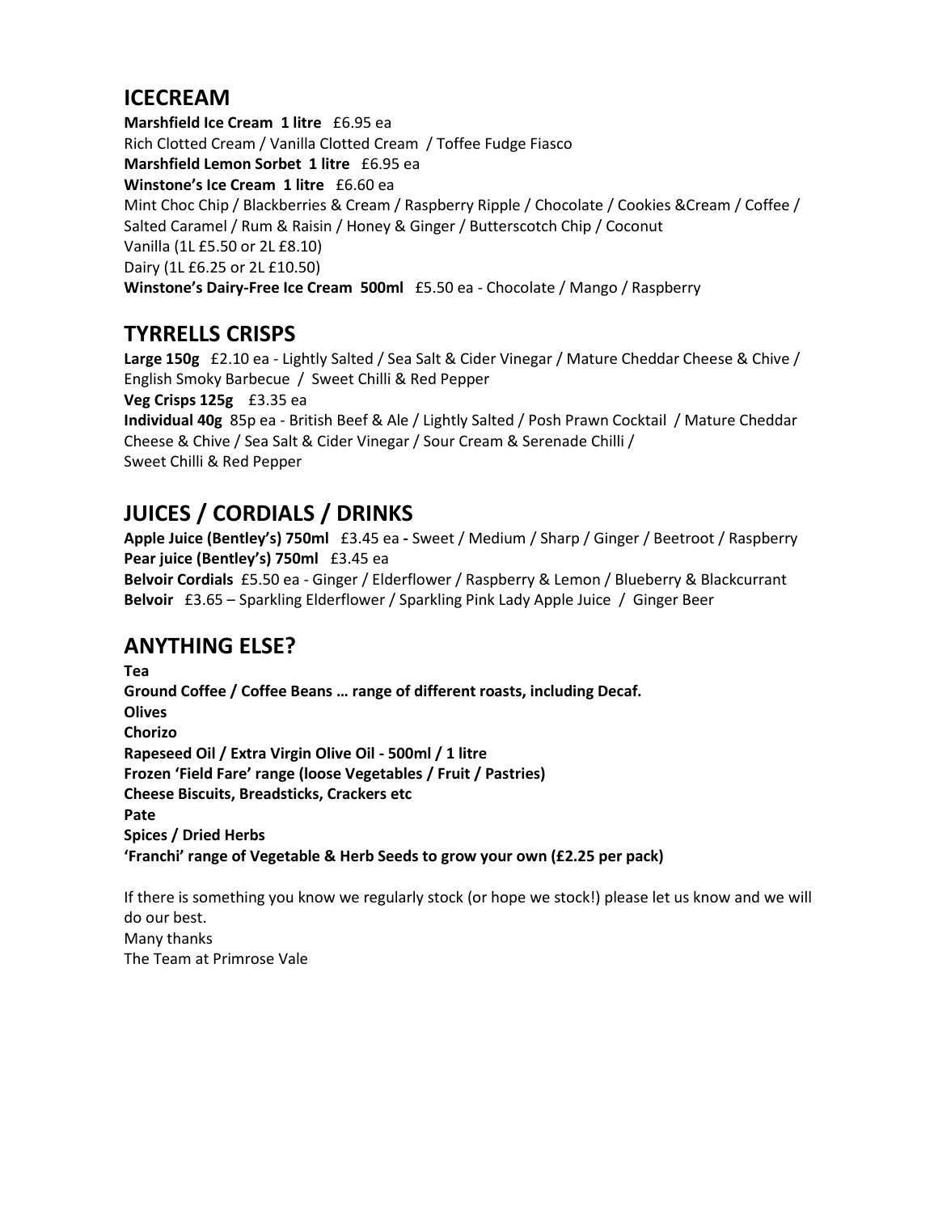## ICECREAM

**Marshfield Ice Cream 1 litre** £6.95 ea
Rich Clotted Cream / Vanilla Clotted Cream / Toffee Fudge Fiasco
**Marshfield Lemon Sorbet 1 litre** £6.95 ea
**Winstone's Ice Cream 1 litre** £6.60 ea
Mint Choc Chip / Blackberries & Cream / Raspberry Ripple / Chocolate / Cookies &Cream / Coffee / Salted Caramel / Rum & Raisin / Honey & Ginger / Butterscotch Chip / Coconut
Vanilla (1L £5.50 or 2L £8.10)
Dairy (1L £6.25 or 2L £10.50)
**Winstone's Dairy-Free Ice Cream 500ml** £5.50 ea - Chocolate / Mango / Raspberry

## TYRRELLS CRISPS

**Large 150g** £2.10 ea - Lightly Salted / Sea Salt & Cider Vinegar / Mature Cheddar Cheese & Chive / English Smoky Barbecue / Sweet Chilli & Red Pepper
**Veg Crisps 125g** £3.35 ea
**Individual 40g** 85p ea - British Beef & Ale / Lightly Salted / Posh Prawn Cocktail / Mature Cheddar Cheese & Chive / Sea Salt & Cider Vinegar / Sour Cream & Serenade Chilli / Sweet Chilli & Red Pepper

## JUICES / CORDIALS / DRINKS

**Apple Juice (Bentley's) 750ml** £3.45 ea - Sweet / Medium / Sharp / Ginger / Beetroot / Raspberry
**Pear juice (Bentley's) 750ml** £3.45 ea
**Belvoir Cordials** £5.50 ea - Ginger / Elderflower / Raspberry & Lemon / Blueberry & Blackcurrant
**Belvoir** £3.65 – Sparkling Elderflower / Sparkling Pink Lady Apple Juice / Ginger Beer

## ANYTHING ELSE?

**Tea**
**Ground Coffee / Coffee Beans … range of different roasts, including Decaf.**
**Olives**
**Chorizo**
**Rapeseed Oil / Extra Virgin Olive Oil - 500ml / 1 litre**
**Frozen 'Field Fare' range (loose Vegetables / Fruit / Pastries)**
**Cheese Biscuits, Breadsticks, Crackers etc**
**Pate**
**Spices / Dried Herbs**
**'Franchi' range of Vegetable & Herb Seeds to grow your own (£2.25 per pack)**

If there is something you know we regularly stock (or hope we stock!) please let us know and we will do our best.
Many thanks
The Team at Primrose Vale